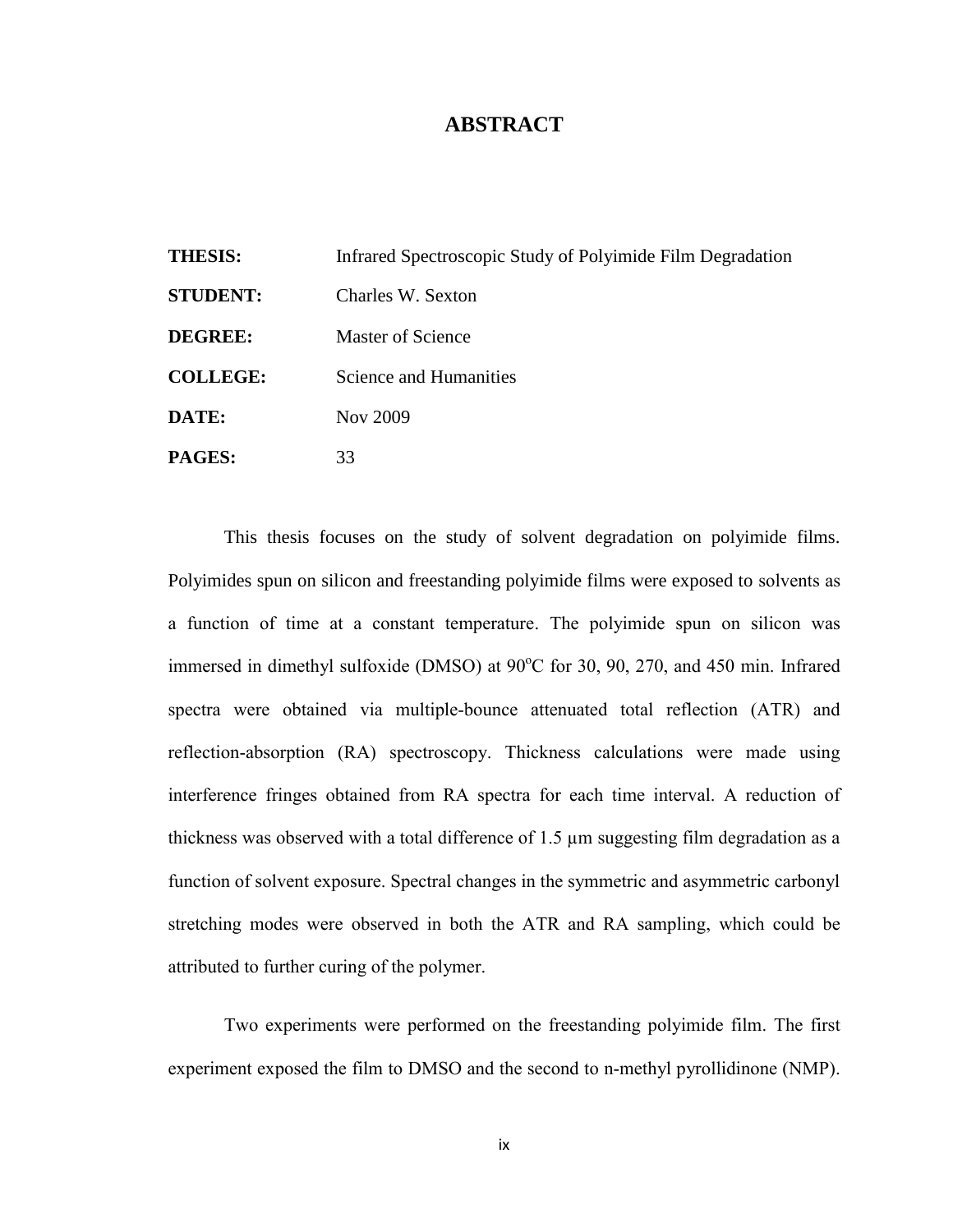# ABSTRACT

**THESIS:** Infrared Spectroscopic Study of Polyimide Film Degradation

**STUDENT:** Charles W. Sexton

**DEGREE:** Master of Science

**COLLEGE:** Science and Humanities

**DATE:** Nov 2009

**PAGES:** 33

This thesis focuses on the study of solvent degradation on polyimide films. Polyimides spun on silicon and freestanding polyimide films were exposed to solvents as a function of time at a constant temperature. The polyimide spun on silicon was immersed in dimethyl sulfoxide (DMSO) at 90$^{o}$C for 30, 90, 270, and 450 min. Infrared spectra were obtained via multiple-bounce attenuated total reflection (ATR) and reflection-absorption (RA) spectroscopy. Thickness calculations were made using interference fringes obtained from RA spectra for each time interval. A reduction of thickness was observed with a total difference of 1.5 µm suggesting film degradation as a function of solvent exposure. Spectral changes in the symmetric and asymmetric carbonyl stretching modes were observed in both the ATR and RA sampling, which could be attributed to further curing of the polymer.

Two experiments were performed on the freestanding polyimide film. The first experiment exposed the film to DMSO and the second to n-methyl pyrollidinone (NMP).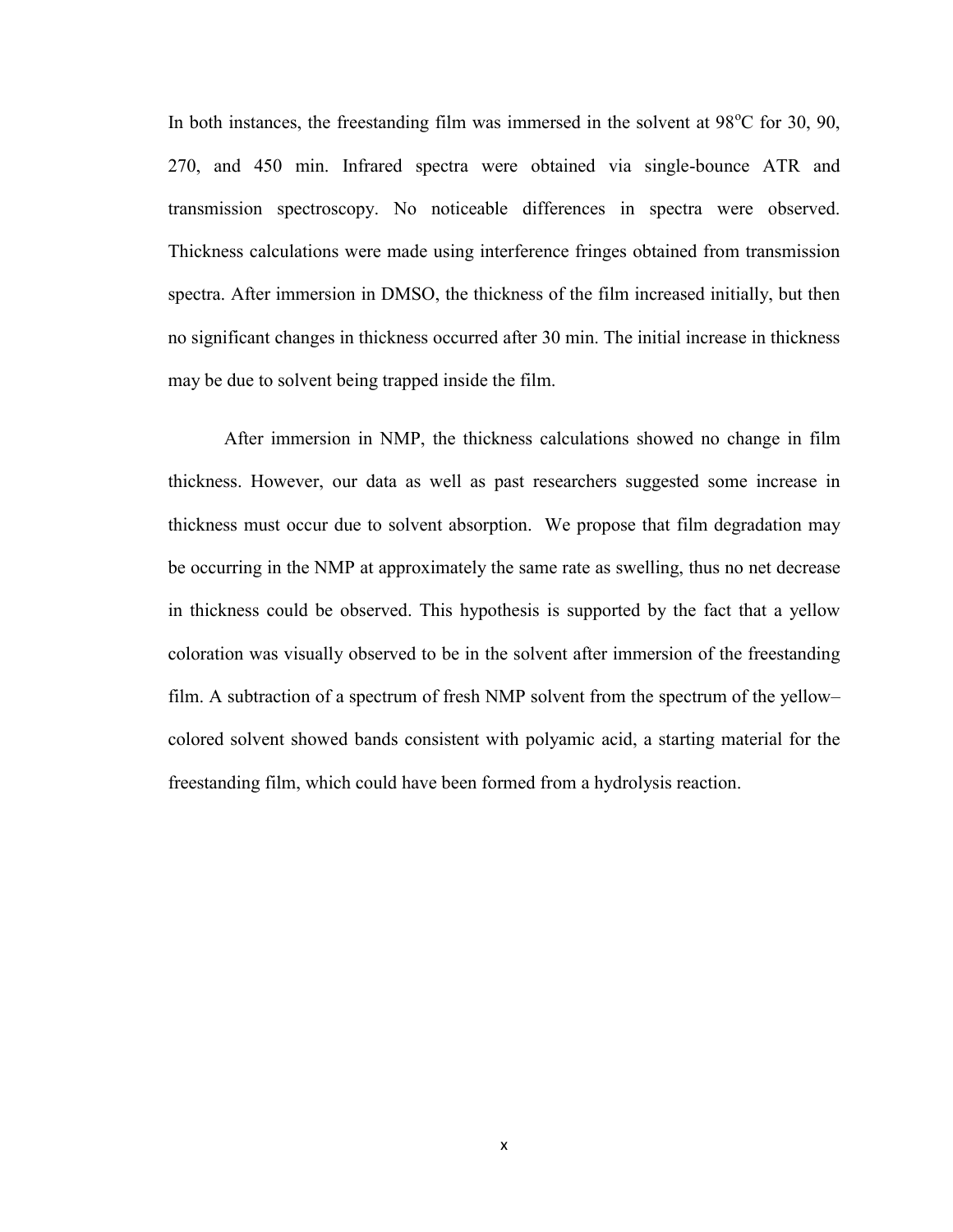In both instances, the freestanding film was immersed in the solvent at 98°C for 30, 90, 270, and 450 min. Infrared spectra were obtained via single-bounce ATR and transmission spectroscopy. No noticeable differences in spectra were observed. Thickness calculations were made using interference fringes obtained from transmission spectra. After immersion in DMSO, the thickness of the film increased initially, but then no significant changes in thickness occurred after 30 min. The initial increase in thickness may be due to solvent being trapped inside the film.

After immersion in NMP, the thickness calculations showed no change in film thickness. However, our data as well as past researchers suggested some increase in thickness must occur due to solvent absorption. We propose that film degradation may be occurring in the NMP at approximately the same rate as swelling, thus no net decrease in thickness could be observed. This hypothesis is supported by the fact that a yellow coloration was visually observed to be in the solvent after immersion of the freestanding film. A subtraction of a spectrum of fresh NMP solvent from the spectrum of the yellow–colored solvent showed bands consistent with polyamic acid, a starting material for the freestanding film, which could have been formed from a hydrolysis reaction.